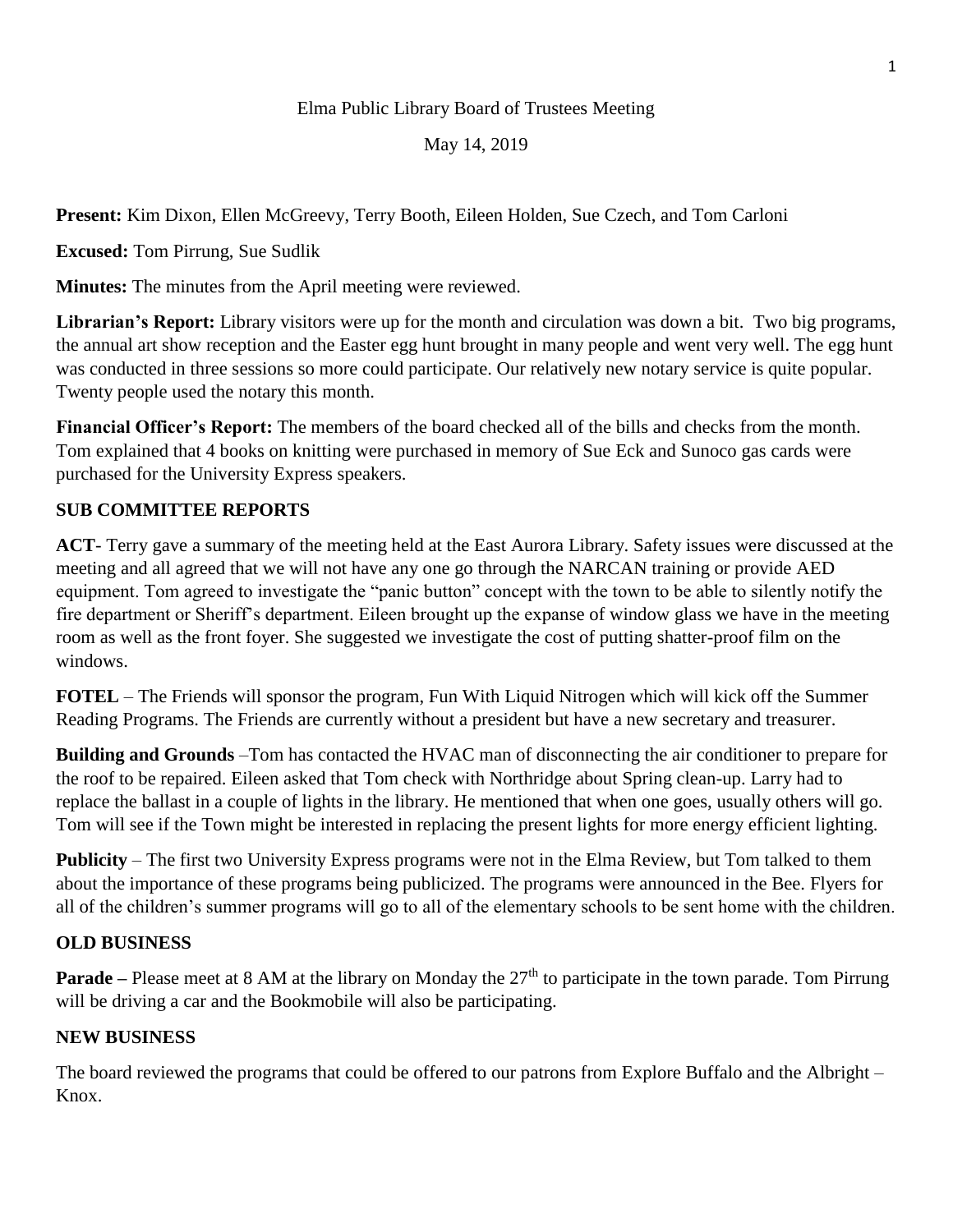Elma Public Library Board of Trustees Meeting

May 14, 2019

**Present:** Kim Dixon, Ellen McGreevy, Terry Booth, Eileen Holden, Sue Czech, and Tom Carloni

**Excused:** Tom Pirrung, Sue Sudlik

**Minutes:** The minutes from the April meeting were reviewed.

**Librarian's Report:** Library visitors were up for the month and circulation was down a bit. Two big programs, the annual art show reception and the Easter egg hunt brought in many people and went very well. The egg hunt was conducted in three sessions so more could participate. Our relatively new notary service is quite popular. Twenty people used the notary this month.

**Financial Officer's Report:** The members of the board checked all of the bills and checks from the month. Tom explained that 4 books on knitting were purchased in memory of Sue Eck and Sunoco gas cards were purchased for the University Express speakers.

## SUB COMMITTEE REPORTS

**ACT**- Terry gave a summary of the meeting held at the East Aurora Library. Safety issues were discussed at the meeting and all agreed that we will not have any one go through the NARCAN training or provide AED equipment. Tom agreed to investigate the "panic button" concept with the town to be able to silently notify the fire department or Sheriff's department. Eileen brought up the expanse of window glass we have in the meeting room as well as the front foyer. She suggested we investigate the cost of putting shatter-proof film on the windows.

**FOTEL** – The Friends will sponsor the program, Fun With Liquid Nitrogen which will kick off the Summer Reading Programs. The Friends are currently without a president but have a new secretary and treasurer.

**Building and Grounds** –Tom has contacted the HVAC man of disconnecting the air conditioner to prepare for the roof to be repaired. Eileen asked that Tom check with Northridge about Spring clean-up. Larry had to replace the ballast in a couple of lights in the library. He mentioned that when one goes, usually others will go. Tom will see if the Town might be interested in replacing the present lights for more energy efficient lighting.

**Publicity** – The first two University Express programs were not in the Elma Review, but Tom talked to them about the importance of these programs being publicized. The programs were announced in the Bee. Flyers for all of the children's summer programs will go to all of the elementary schools to be sent home with the children.

## OLD BUSINESS

**Parade –** Please meet at 8 AM at the library on Monday the 27th to participate in the town parade. Tom Pirrung will be driving a car and the Bookmobile will also be participating.

## NEW BUSINESS

The board reviewed the programs that could be offered to our patrons from Explore Buffalo and the Albright – Knox.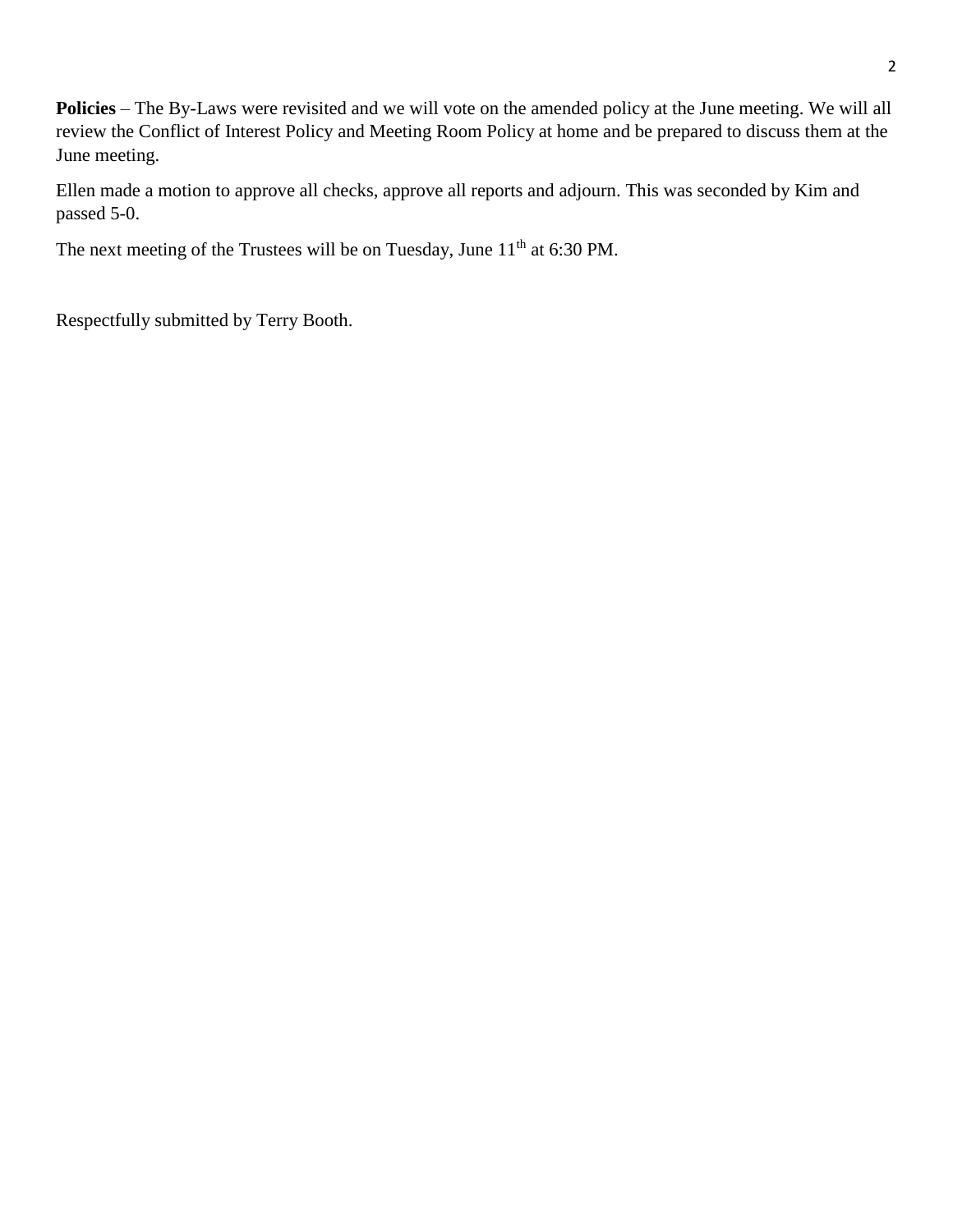**Policies** – The By-Laws were revisited and we will vote on the amended policy at the June meeting. We will all review the Conflict of Interest Policy and Meeting Room Policy at home and be prepared to discuss them at the June meeting.

Ellen made a motion to approve all checks, approve all reports and adjourn. This was seconded by Kim and passed 5-0.

The next meeting of the Trustees will be on Tuesday, June 11th at 6:30 PM.

Respectfully submitted by Terry Booth.